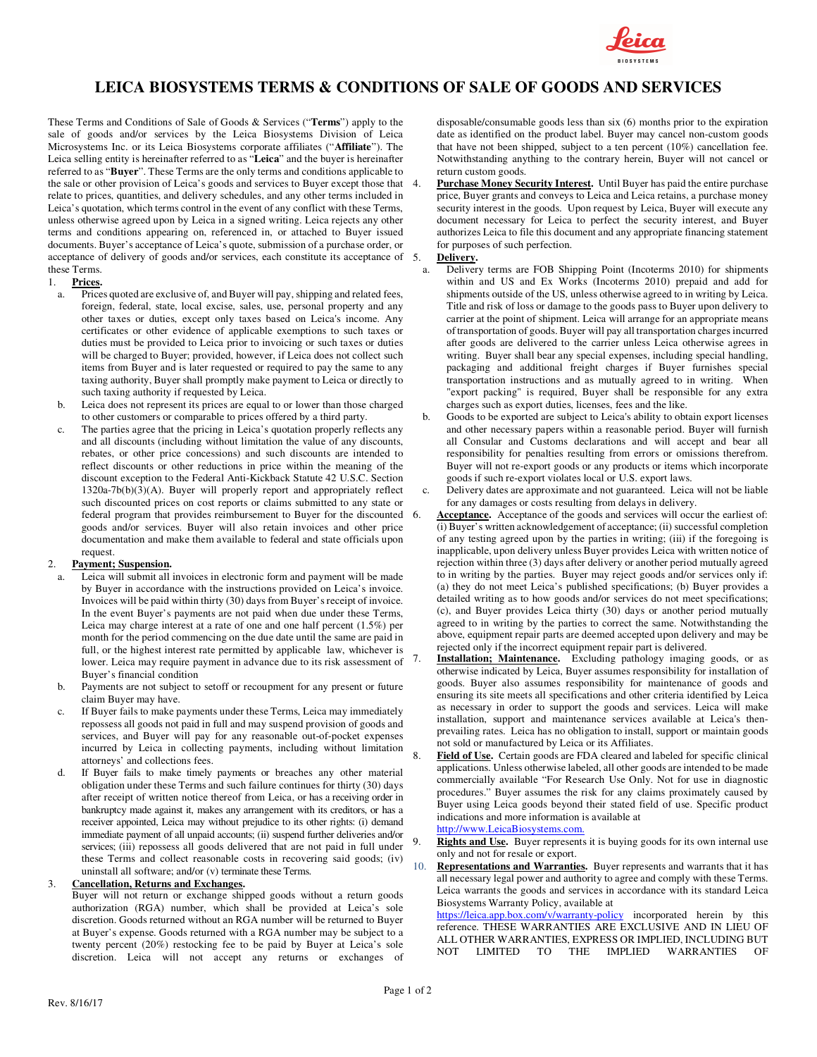# LEICA BIOSYSTEMS TERMS & CONDITIONS OF SALE OF GOODS AND SERVICES

These Terms and Conditions of Sale of Goods & Services ("**Terms**") apply to the sale of goods and/or services by the Leica Biosystems Division of Leica Microsystems Inc. or its Leica Biosystems corporate affiliates ("**Affiliate**"). The Leica selling entity is hereinafter referred to as "**Leica**" and the buyer is hereinafter referred to as "**Buyer**". These Terms are the only terms and conditions applicable to the sale or other provision of Leica's goods and services to Buyer except those that relate to prices, quantities, and delivery schedules, and any other terms included in Leica's quotation, which terms control in the event of any conflict with these Terms, unless otherwise agreed upon by Leica in a signed writing. Leica rejects any other terms and conditions appearing on, referenced in, or attached to Buyer issued documents. Buyer's acceptance of Leica's quote, submission of a purchase order, or acceptance of delivery of goods and/or services, each constitute its acceptance of these Terms.

1. **Prices.**
   a. Prices quoted are exclusive of, and Buyer will pay, shipping and related fees, foreign, federal, state, local excise, sales, use, personal property and any other taxes or duties, except only taxes based on Leica's income. Any certificates or other evidence of applicable exemptions to such taxes or duties must be provided to Leica prior to invoicing or such taxes or duties will be charged to Buyer; provided, however, if Leica does not collect such items from Buyer and is later requested or required to pay the same to any taxing authority, Buyer shall promptly make payment to Leica or directly to such taxing authority if requested by Leica.
   b. Leica does not represent its prices are equal to or lower than those charged to other customers or comparable to prices offered by a third party.
   c. The parties agree that the pricing in Leica's quotation properly reflects any and all discounts (including without limitation the value of any discounts, rebates, or other price concessions) and such discounts are intended to reflect discounts or other reductions in price within the meaning of the discount exception to the Federal Anti-Kickback Statute 42 U.S.C. Section 1320a-7b(b)(3)(A). Buyer will properly report and appropriately reflect such discounted prices on cost reports or claims submitted to any state or federal program that provides reimbursement to Buyer for the discounted goods and/or services. Buyer will also retain invoices and other price documentation and make them available to federal and state officials upon request.

2. **Payment; Suspension.**
   a. Leica will submit all invoices in electronic form and payment will be made by Buyer in accordance with the instructions provided on Leica's invoice. Invoices will be paid within thirty (30) days from Buyer's receipt of invoice. In the event Buyer's payments are not paid when due under these Terms, Leica may charge interest at a rate of one and one half percent (1.5%) per month for the period commencing on the due date until the same are paid in full, or the highest interest rate permitted by applicable law, whichever is lower. Leica may require payment in advance due to its risk assessment of Buyer's financial condition
   b. Payments are not subject to setoff or recoupment for any present or future claim Buyer may have.
   c. If Buyer fails to make payments under these Terms, Leica may immediately repossess all goods not paid in full and may suspend provision of goods and services, and Buyer will pay for any reasonable out-of-pocket expenses incurred by Leica in collecting payments, including without limitation attorneys' and collections fees.
   d. If Buyer fails to make timely payments or breaches any other material obligation under these Terms and such failure continues for thirty (30) days after receipt of written notice thereof from Leica, or has a receiving order in bankruptcy made against it, makes any arrangement with its creditors, or has a receiver appointed, Leica may without prejudice to its other rights: (i) demand immediate payment of all unpaid accounts; (ii) suspend further deliveries and/or services; (iii) repossess all goods delivered that are not paid in full under these Terms and collect reasonable costs in recovering said goods; (iv) uninstall all software; and/or (v) terminate these Terms.

3. **Cancellation, Returns and Exchanges.**
   Buyer will not return or exchange shipped goods without a return goods authorization (RGA) number, which shall be provided at Leica's sole discretion. Goods returned without an RGA number will be returned to Buyer at Buyer's expense. Goods returned with a RGA number may be subject to a twenty percent (20%) restocking fee to be paid by Buyer at Leica's sole discretion. Leica will not accept any returns or exchanges of disposable/consumable goods less than six (6) months prior to the expiration date as identified on the product label. Buyer may cancel non-custom goods that have not been shipped, subject to a ten percent (10%) cancellation fee. Notwithstanding anything to the contrary herein, Buyer will not cancel or return custom goods.

4. **Purchase Money Security Interest.** Until Buyer has paid the entire purchase price, Buyer grants and conveys to Leica and Leica retains, a purchase money security interest in the goods. Upon request by Leica, Buyer will execute any document necessary for Leica to perfect the security interest, and Buyer authorizes Leica to file this document and any appropriate financing statement for purposes of such perfection.

5. **Delivery.**
   a. Delivery terms are FOB Shipping Point (Incoterms 2010) for shipments within and US and Ex Works (Incoterms 2010) prepaid and add for shipments outside of the US, unless otherwise agreed to in writing by Leica. Title and risk of loss or damage to the goods pass to Buyer upon delivery to carrier at the point of shipment. Leica will arrange for an appropriate means of transportation of goods. Buyer will pay all transportation charges incurred after goods are delivered to the carrier unless Leica otherwise agrees in writing. Buyer shall bear any special expenses, including special handling, packaging and additional freight charges if Buyer furnishes special transportation instructions and as mutually agreed to in writing. When "export packing" is required, Buyer shall be responsible for any extra charges such as export duties, licenses, fees and the like.
   b. Goods to be exported are subject to Leica's ability to obtain export licenses and other necessary papers within a reasonable period. Buyer will furnish all Consular and Customs declarations and will accept and bear all responsibility for penalties resulting from errors or omissions therefrom. Buyer will not re-export goods or any products or items which incorporate goods if such re-export violates local or U.S. export laws.
   c. Delivery dates are approximate and not guaranteed. Leica will not be liable for any damages or costs resulting from delays in delivery.

6. **Acceptance.** Acceptance of the goods and services will occur the earliest of: (i) Buyer's written acknowledgement of acceptance; (ii) successful completion of any testing agreed upon by the parties in writing; (iii) if the foregoing is inapplicable, upon delivery unless Buyer provides Leica with written notice of rejection within three (3) days after delivery or another period mutually agreed to in writing by the parties. Buyer may reject goods and/or services only if: (a) they do not meet Leica's published specifications; (b) Buyer provides a detailed writing as to how goods and/or services do not meet specifications; (c), and Buyer provides Leica thirty (30) days or another period mutually agreed to in writing by the parties to correct the same. Notwithstanding the above, equipment repair parts are deemed accepted upon delivery and may be rejected only if the incorrect equipment repair part is delivered.

7. **Installation; Maintenance.** Excluding pathology imaging goods, or as otherwise indicated by Leica, Buyer assumes responsibility for installation of goods. Buyer also assumes responsibility for maintenance of goods and ensuring its site meets all specifications and other criteria identified by Leica as necessary in order to support the goods and services. Leica will make installation, support and maintenance services available at Leica's then-prevailing rates. Leica has no obligation to install, support or maintain goods not sold or manufactured by Leica or its Affiliates.

8. **Field of Use.** Certain goods are FDA cleared and labeled for specific clinical applications. Unless otherwise labeled, all other goods are intended to be made commercially available "For Research Use Only. Not for use in diagnostic procedures." Buyer assumes the risk for any claims proximately caused by Buyer using Leica goods beyond their stated field of use. Specific product indications and more information is available at http://www.LeicaBiosystems.com.

9. **Rights and Use.** Buyer represents it is buying goods for its own internal use only and not for resale or export.

10. **Representations and Warranties.** Buyer represents and warrants that it has all necessary legal power and authority to agree and comply with these Terms. Leica warrants the goods and services in accordance with its standard Leica Biosystems Warranty Policy, available at https://leica.app.box.com/v/warranty-policy incorporated herein by this reference. THESE WARRANTIES ARE EXCLUSIVE AND IN LIEU OF ALL OTHER WARRANTIES, EXPRESS OR IMPLIED, INCLUDING BUT NOT LIMITED TO THE IMPLIED WARRANTIES OF

Rev. 8/16/17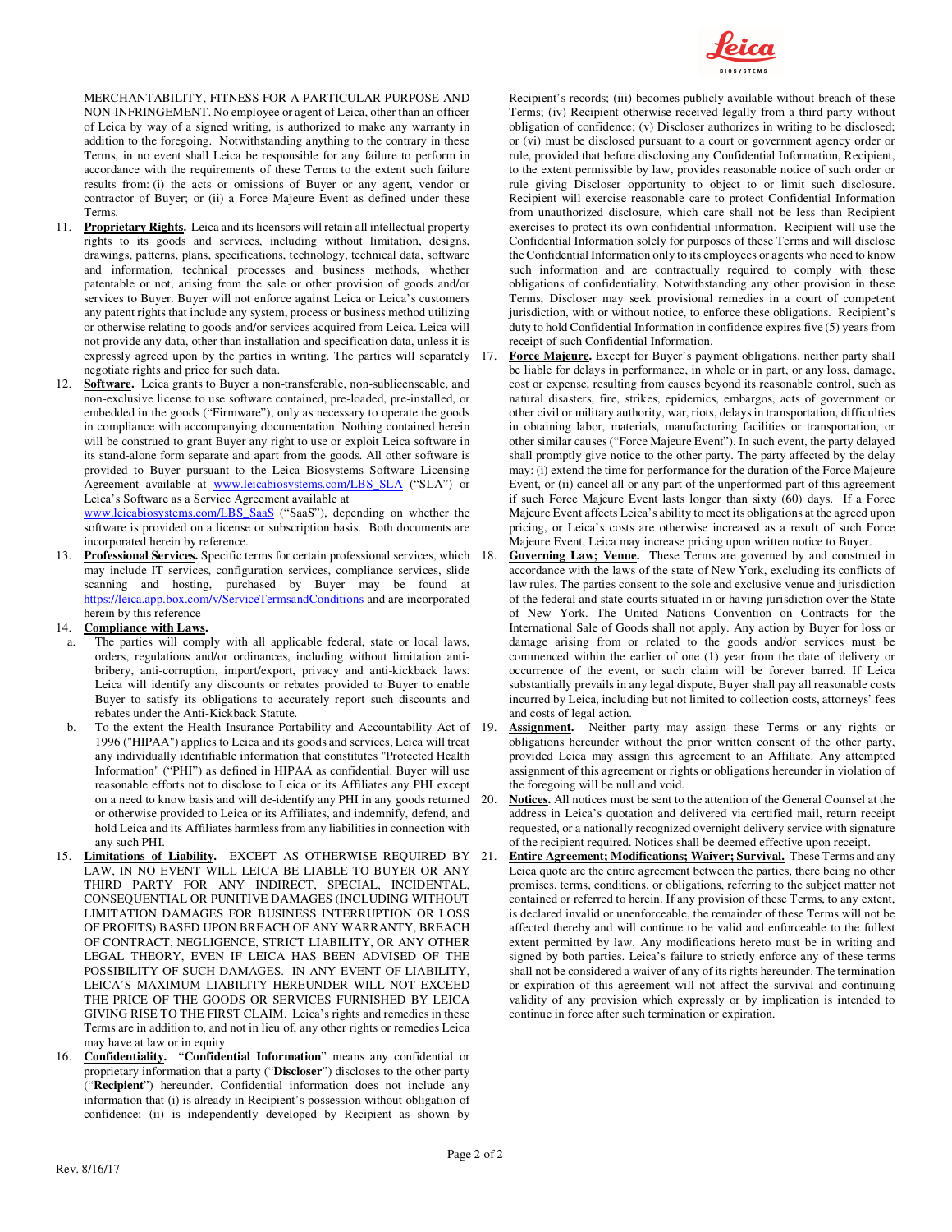MERCHANTABILITY, FITNESS FOR A PARTICULAR PURPOSE AND NON-INFRINGEMENT. No employee or agent of Leica, other than an officer of Leica by way of a signed writing, is authorized to make any warranty in addition to the foregoing. Notwithstanding anything to the contrary in these Terms, in no event shall Leica be responsible for any failure to perform in accordance with the requirements of these Terms to the extent such failure results from: (i) the acts or omissions of Buyer or any agent, vendor or contractor of Buyer; or (ii) a Force Majeure Event as defined under these Terms.

11. **Proprietary Rights.** Leica and its licensors will retain all intellectual property rights to its goods and services, including without limitation, designs, drawings, patterns, plans, specifications, technology, technical data, software and information, technical processes and business methods, whether patentable or not, arising from the sale or other provision of goods and/or services to Buyer. Buyer will not enforce against Leica or Leica's customers any patent rights that include any system, process or business method utilizing or otherwise relating to goods and/or services acquired from Leica. Leica will not provide any data, other than installation and specification data, unless it is expressly agreed upon by the parties in writing. The parties will separately negotiate rights and price for such data.
12. **Software.** Leica grants to Buyer a non-transferable, non-sublicenseable, and non-exclusive license to use software contained, pre-loaded, pre-installed, or embedded in the goods ("Firmware"), only as necessary to operate the goods in compliance with accompanying documentation. Nothing contained herein will be construed to grant Buyer any right to use or exploit Leica software in its stand-alone form separate and apart from the goods. All other software is provided to Buyer pursuant to the Leica Biosystems Software Licensing Agreement available at www.leicabiosystems.com/LBS_SLA ("SLA") or Leica's Software as a Service Agreement available at www.leicabiosystems.com/LBS_SaaS ("SaaS"), depending on whether the software is provided on a license or subscription basis. Both documents are incorporated herein by reference.
13. **Professional Services.** Specific terms for certain professional services, which may include IT services, configuration services, compliance services, slide scanning and hosting, purchased by Buyer may be found at https://leica.app.box.com/v/ServiceTermsandConditions and are incorporated herein by this reference
14. **Compliance with Laws.**
    a. The parties will comply with all applicable federal, state or local laws, orders, regulations and/or ordinances, including without limitation anti-bribery, anti-corruption, import/export, privacy and anti-kickback laws. Leica will identify any discounts or rebates provided to Buyer to enable Buyer to satisfy its obligations to accurately report such discounts and rebates under the Anti-Kickback Statute.
    b. To the extent the Health Insurance Portability and Accountability Act of 1996 ("HIPAA") applies to Leica and its goods and services, Leica will treat any individually identifiable information that constitutes "Protected Health Information" ("PHI") as defined in HIPAA as confidential. Buyer will use reasonable efforts not to disclose to Leica or its Affiliates any PHI except on a need to know basis and will de-identify any PHI in any goods returned or otherwise provided to Leica or its Affiliates, and indemnify, defend, and hold Leica and its Affiliates harmless from any liabilities in connection with any such PHI.
15. **Limitations of Liability.** EXCEPT AS OTHERWISE REQUIRED BY LAW, IN NO EVENT WILL LEICA BE LIABLE TO BUYER OR ANY THIRD PARTY FOR ANY INDIRECT, SPECIAL, INCIDENTAL, CONSEQUENTIAL OR PUNITIVE DAMAGES (INCLUDING WITHOUT LIMITATION DAMAGES FOR BUSINESS INTERRUPTION OR LOSS OF PROFITS) BASED UPON BREACH OF ANY WARRANTY, BREACH OF CONTRACT, NEGLIGENCE, STRICT LIABILITY, OR ANY OTHER LEGAL THEORY, EVEN IF LEICA HAS BEEN ADVISED OF THE POSSIBILITY OF SUCH DAMAGES. IN ANY EVENT OF LIABILITY, LEICA'S MAXIMUM LIABILITY HEREUNDER WILL NOT EXCEED THE PRICE OF THE GOODS OR SERVICES FURNISHED BY LEICA GIVING RISE TO THE FIRST CLAIM. Leica's rights and remedies in these Terms are in addition to, and not in lieu of, any other rights or remedies Leica may have at law or in equity.
16. **Confidentiality.** "**Confidential Information**" means any confidential or proprietary information that a party ("**Discloser**") discloses to the other party ("**Recipient**") hereunder. Confidential information does not include any information that (i) is already in Recipient's possession without obligation of confidence; (ii) is independently developed by Recipient as shown by Recipient's records; (iii) becomes publicly available without breach of these Terms; (iv) Recipient otherwise received legally from a third party without obligation of confidence; (v) Discloser authorizes in writing to be disclosed; or (vi) must be disclosed pursuant to a court or government agency order or rule, provided that before disclosing any Confidential Information, Recipient, to the extent permissible by law, provides reasonable notice of such order or rule giving Discloser opportunity to object to or limit such disclosure. Recipient will exercise reasonable care to protect Confidential Information from unauthorized disclosure, which care shall not be less than Recipient exercises to protect its own confidential information. Recipient will use the Confidential Information solely for purposes of these Terms and will disclose the Confidential Information only to its employees or agents who need to know such information and are contractually required to comply with these obligations of confidentiality. Notwithstanding any other provision in these Terms, Discloser may seek provisional remedies in a court of competent jurisdiction, with or without notice, to enforce these obligations. Recipient's duty to hold Confidential Information in confidence expires five (5) years from receipt of such Confidential Information.
17. **Force Majeure.** Except for Buyer's payment obligations, neither party shall be liable for delays in performance, in whole or in part, or any loss, damage, cost or expense, resulting from causes beyond its reasonable control, such as natural disasters, fire, strikes, epidemics, embargos, acts of government or other civil or military authority, war, riots, delays in transportation, difficulties in obtaining labor, materials, manufacturing facilities or transportation, or other similar causes ("Force Majeure Event"). In such event, the party delayed shall promptly give notice to the other party. The party affected by the delay may: (i) extend the time for performance for the duration of the Force Majeure Event, or (ii) cancel all or any part of the unperformed part of this agreement if such Force Majeure Event lasts longer than sixty (60) days. If a Force Majeure Event affects Leica's ability to meet its obligations at the agreed upon pricing, or Leica's costs are otherwise increased as a result of such Force Majeure Event, Leica may increase pricing upon written notice to Buyer.
18. **Governing Law; Venue.** These Terms are governed by and construed in accordance with the laws of the state of New York, excluding its conflicts of law rules. The parties consent to the sole and exclusive venue and jurisdiction of the federal and state courts situated in or having jurisdiction over the State of New York. The United Nations Convention on Contracts for the International Sale of Goods shall not apply. Any action by Buyer for loss or damage arising from or related to the goods and/or services must be commenced within the earlier of one (1) year from the date of delivery or occurrence of the event, or such claim will be forever barred. If Leica substantially prevails in any legal dispute, Buyer shall pay all reasonable costs incurred by Leica, including but not limited to collection costs, attorneys' fees and costs of legal action.
19. **Assignment.** Neither party may assign these Terms or any rights or obligations hereunder without the prior written consent of the other party, provided Leica may assign this agreement to an Affiliate. Any attempted assignment of this agreement or rights or obligations hereunder in violation of the foregoing will be null and void.
20. **Notices.** All notices must be sent to the attention of the General Counsel at the address in Leica's quotation and delivered via certified mail, return receipt requested, or a nationally recognized overnight delivery service with signature of the recipient required. Notices shall be deemed effective upon receipt.
21. **Entire Agreement; Modifications; Waiver; Survival.** These Terms and any Leica quote are the entire agreement between the parties, there being no other promises, terms, conditions, or obligations, referring to the subject matter not contained or referred to herein. If any provision of these Terms, to any extent, is declared invalid or unenforceable, the remainder of these Terms will not be affected thereby and will continue to be valid and enforceable to the fullest extent permitted by law. Any modifications hereto must be in writing and signed by both parties. Leica's failure to strictly enforce any of these terms shall not be considered a waiver of any of its rights hereunder. The termination or expiration of this agreement will not affect the survival and continuing validity of any provision which expressly or by implication is intended to continue in force after such termination or expiration.

Rev. 8/16/17